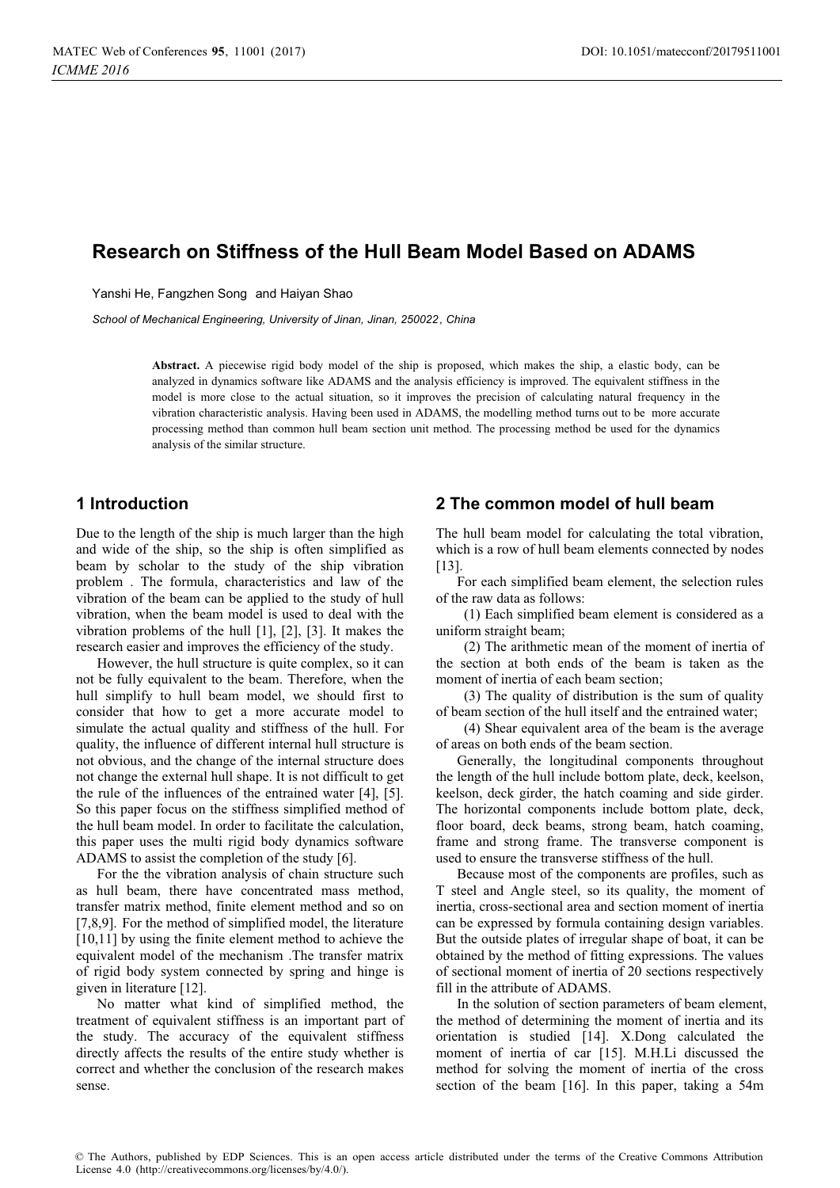# Research on Stiffness of the Hull Beam Model Based on ADAMS

Yanshi He, Fangzhen Song and Haiyan Shao

*School of Mechanical Engineering, University of Jinan, Jinan, 250022, China*

**Abstract.** A piecewise rigid body model of the ship is proposed, which makes the ship, a elastic body, can be analyzed in dynamics software like ADAMS and the analysis efficiency is improved. The equivalent stiffness in the model is more close to the actual situation, so it improves the precision of calculating natural frequency in the vibration characteristic analysis. Having been used in ADAMS, the modelling method turns out to be more accurate processing method than common hull beam section unit method. The processing method be used for the dynamics analysis of the similar structure.

## 1 Introduction

Due to the length of the ship is much larger than the high and wide of the ship, so the ship is often simplified as beam by scholar to the study of the ship vibration problem . The formula, characteristics and law of the vibration of the beam can be applied to the study of hull vibration, when the beam model is used to deal with the vibration problems of the hull [1], [2], [3]. It makes the research easier and improves the efficiency of the study.

However, the hull structure is quite complex, so it can not be fully equivalent to the beam. Therefore, when the hull simplify to hull beam model, we should first to consider that how to get a more accurate model to simulate the actual quality and stiffness of the hull. For quality, the influence of different internal hull structure is not obvious, and the change of the internal structure does not change the external hull shape. It is not difficult to get the rule of the influences of the entrained water [4], [5]. So this paper focus on the stiffness simplified method of the hull beam model. In order to facilitate the calculation, this paper uses the multi rigid body dynamics software ADAMS to assist the completion of the study [6].

For the the vibration analysis of chain structure such as hull beam, there have concentrated mass method, transfer matrix method, finite element method and so on [7,8,9]. For the method of simplified model, the literature [10,11] by using the finite element method to achieve the equivalent model of the mechanism .The transfer matrix of rigid body system connected by spring and hinge is given in literature [12].

No matter what kind of simplified method, the treatment of equivalent stiffness is an important part of the study. The accuracy of the equivalent stiffness directly affects the results of the entire study whether is correct and whether the conclusion of the research makes sense.

## 2 The common model of hull beam

The hull beam model for calculating the total vibration, which is a row of hull beam elements connected by nodes [13].

For each simplified beam element, the selection rules of the raw data as follows:

(1) Each simplified beam element is considered as a uniform straight beam;

(2) The arithmetic mean of the moment of inertia of the section at both ends of the beam is taken as the moment of inertia of each beam section;

(3) The quality of distribution is the sum of quality of beam section of the hull itself and the entrained water;

(4) Shear equivalent area of the beam is the average of areas on both ends of the beam section.

Generally, the longitudinal components throughout the length of the hull include bottom plate, deck, keelson, keelson, deck girder, the hatch coaming and side girder. The horizontal components include bottom plate, deck, floor board, deck beams, strong beam, hatch coaming, frame and strong frame. The transverse component is used to ensure the transverse stiffness of the hull.

Because most of the components are profiles, such as T steel and Angle steel, so its quality, the moment of inertia, cross-sectional area and section moment of inertia can be expressed by formula containing design variables. But the outside plates of irregular shape of boat, it can be obtained by the method of fitting expressions. The values of sectional moment of inertia of 20 sections respectively fill in the attribute of ADAMS.

In the solution of section parameters of beam element, the method of determining the moment of inertia and its orientation is studied [14]. X.Dong calculated the moment of inertia of car [15]. M.H.Li discussed the method for solving the moment of inertia of the cross section of the beam [16]. In this paper, taking a 54m

© The Authors, published by EDP Sciences. This is an open access article distributed under the terms of the Creative Commons Attribution License 4.0 (http://creativecommons.org/licenses/by/4.0/).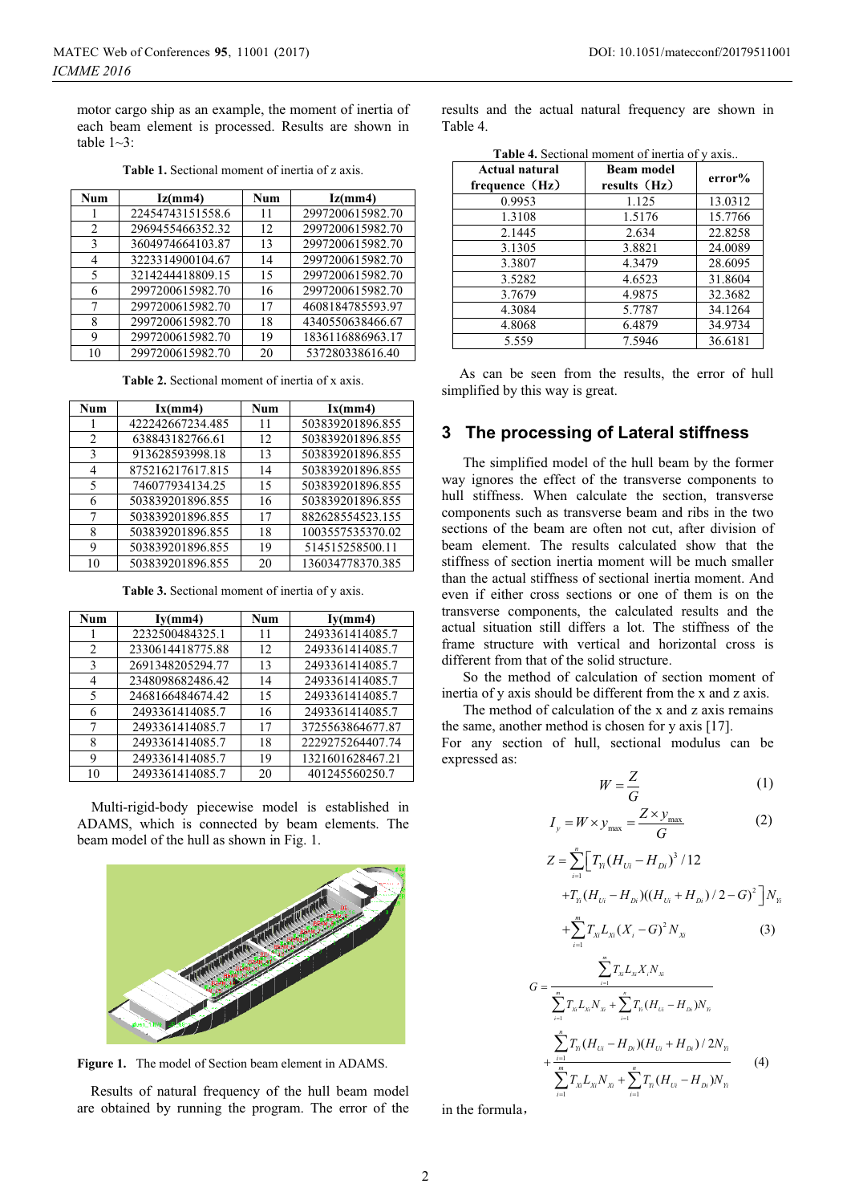motor cargo ship as an example, the moment of inertia of each beam element is processed. Results are shown in table 1~3:

**Table 1.** Sectional moment of inertia of z axis.

| Num | Iz(mm4) | Num | Iz(mm4) |
|---|---|---|---|
| 1 | 22454743151558.6 | 11 | 2997200615982.70 |
| 2 | 2969455466352.32 | 12 | 2997200615982.70 |
| 3 | 3604974664103.87 | 13 | 2997200615982.70 |
| 4 | 3223314900104.67 | 14 | 2997200615982.70 |
| 5 | 3214244418809.15 | 15 | 2997200615982.70 |
| 6 | 2997200615982.70 | 16 | 2997200615982.70 |
| 7 | 2997200615982.70 | 17 | 4608184785593.97 |
| 8 | 2997200615982.70 | 18 | 4340550638466.67 |
| 9 | 2997200615982.70 | 19 | 1836116886963.17 |
| 10 | 2997200615982.70 | 20 | 537280338616.40 |

**Table 2.** Sectional moment of inertia of x axis.

| Num | Ix(mm4) | Num | Ix(mm4) |
|---|---|---|---|
| 1 | 422242667234.485 | 11 | 503839201896.855 |
| 2 | 638843182766.61 | 12 | 503839201896.855 |
| 3 | 913628593998.18 | 13 | 503839201896.855 |
| 4 | 875216217617.815 | 14 | 503839201896.855 |
| 5 | 746077934134.25 | 15 | 503839201896.855 |
| 6 | 503839201896.855 | 16 | 503839201896.855 |
| 7 | 503839201896.855 | 17 | 882628554523.155 |
| 8 | 503839201896.855 | 18 | 1003557535370.02 |
| 9 | 503839201896.855 | 19 | 514515258500.11 |
| 10 | 503839201896.855 | 20 | 136034778370.385 |

**Table 3.** Sectional moment of inertia of y axis.

| Num | Iy(mm4) | Num | Iy(mm4) |
|---|---|---|---|
| 1 | 2232500484325.1 | 11 | 2493361414085.7 |
| 2 | 2330614418775.88 | 12 | 2493361414085.7 |
| 3 | 2691348205294.77 | 13 | 2493361414085.7 |
| 4 | 2348098682486.42 | 14 | 2493361414085.7 |
| 5 | 2468166484674.42 | 15 | 2493361414085.7 |
| 6 | 2493361414085.7 | 16 | 2493361414085.7 |
| 7 | 2493361414085.7 | 17 | 3725563864677.87 |
| 8 | 2493361414085.7 | 18 | 2229275264407.74 |
| 9 | 2493361414085.7 | 19 | 1321601628467.21 |
| 10 | 2493361414085.7 | 20 | 401245560250.7 |

Multi-rigid-body piecewise model is established in ADAMS, which is connected by beam elements. The beam model of the hull as shown in Fig. 1.

**Figure 1.** The model of Section beam element in ADAMS.

Results of natural frequency of the hull beam model are obtained by running the program. The error of the results and the actual natural frequency are shown in Table 4.

**Table 4.** Sectional moment of inertia of y axis..

| Actual natural frequence（Hz） | Beam model results（Hz） | error% |
|---|---|---|
| 0.9953 | 1.125 | 13.0312 |
| 1.3108 | 1.5176 | 15.7766 |
| 2.1445 | 2.634 | 22.8258 |
| 3.1305 | 3.8821 | 24.0089 |
| 3.3807 | 4.3479 | 28.6095 |
| 3.5282 | 4.6523 | 31.8604 |
| 3.7679 | 4.9875 | 32.3682 |
| 4.3084 | 5.7787 | 34.1264 |
| 4.8068 | 6.4879 | 34.9734 |
| 5.559 | 7.5946 | 36.6181 |

As can be seen from the results, the error of hull simplified by this way is great.

## 3 The processing of Lateral stiffness

The simplified model of the hull beam by the former way ignores the effect of the transverse components to hull stiffness. When calculate the section, transverse components such as transverse beam and ribs in the two sections of the beam are often not cut, after division of beam element. The results calculated show that the stiffness of section inertia moment will be much smaller than the actual stiffness of sectional inertia moment. And even if either cross sections or one of them is on the transverse components, the calculated results and the actual situation still differs a lot. The stiffness of the frame structure with vertical and horizontal cross is different from that of the solid structure.

So the method of calculation of section moment of inertia of y axis should be different from the x and z axis.

The method of calculation of the x and z axis remains the same, another method is chosen for y axis [17].

For any section of hull, sectional modulus can be expressed as:

$$W = \frac{Z}{G} \tag{1}$$

$$I_y = W \times y_{\max} = \frac{Z \times y_{\max}}{G} \tag{2}$$

$$Z = \sum_{i=1}^{n}\Big[T_{Yi}(H_{Ui} - H_{Di})^3/12 + T_{Yi}(H_{Ui} - H_{Di})((H_{Ui} + H_{Di})/2 - G)^2\Big]N_{Yi} + \sum_{i=1}^{m} T_{Xi}L_{Xi}(X_i - G)^2 N_{Xi} \tag{3}$$

$$G = \frac{\sum_{i=1}^{m} T_{Xi}L_{Xi}X_i N_{Xi}}{\sum_{i=1}^{m} T_{Xi}L_{Xi}N_{Xi} + \sum_{i=1}^{n} T_{Yi}(H_{Ui} - H_{Di})N_{Yi}} + \frac{\sum_{i=1}^{n} T_{Yi}(H_{Ui} - H_{Di})(H_{Ui} + H_{Di})/2N_{Yi}}{\sum_{i=1}^{m} T_{Xi}L_{Xi}N_{Xi} + \sum_{i=1}^{n} T_{Yi}(H_{Ui} - H_{Di})N_{Yi}} \tag{4}$$

in the formula，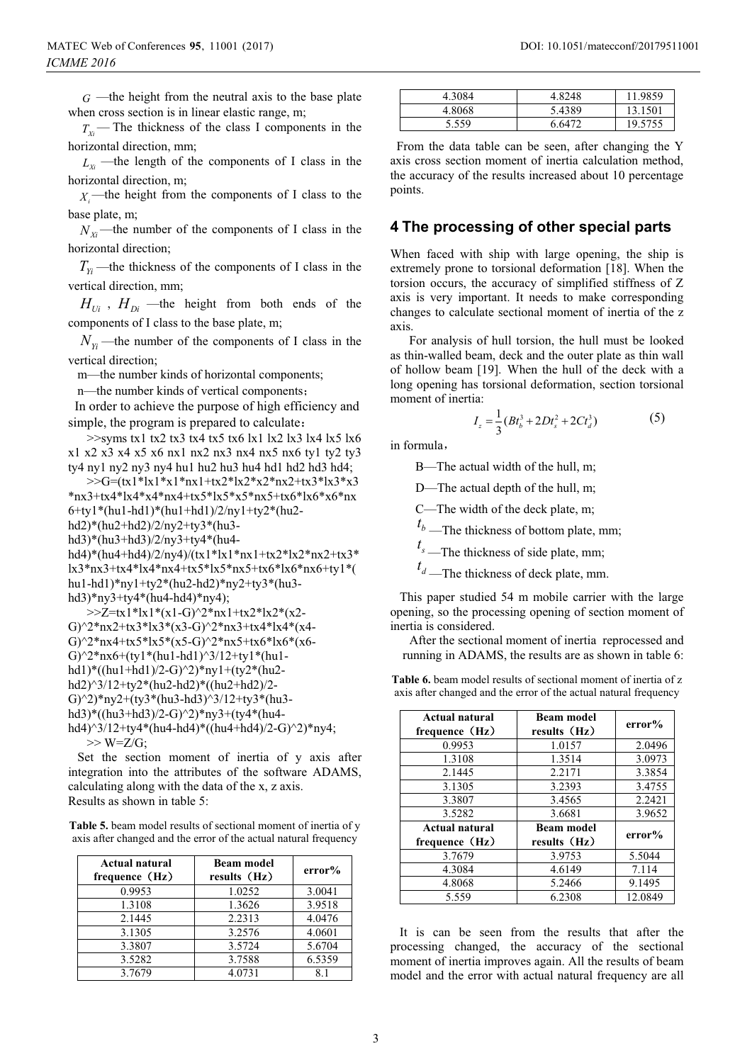$G$ —the height from the neutral axis to the base plate when cross section is in linear elastic range, m;

$T_{Xi}$ — The thickness of the class I components in the horizontal direction, mm;

$L_{Xi}$ —the length of the components of I class in the horizontal direction, m;

$X_i$ —the height from the components of I class to the base plate, m;

$N_{Xi}$ —the number of the components of I class in the horizontal direction;

$T_{Yi}$ —the thickness of the components of I class in the vertical direction, mm;

$H_{Ui}$ , $H_{Di}$ —the height from both ends of the components of I class to the base plate, m;

$N_{Yi}$ —the number of the components of I class in the vertical direction;

m—the number kinds of horizontal components;

n—the number kinds of vertical components;

In order to achieve the purpose of high efficiency and simple, the program is prepared to calculate:

```
>>syms tx1 tx2 tx3 tx4 tx5 tx6 lx1 lx2 lx3 lx4 lx5 lx6 x1 x2 x3 x4 x5 x6 nx1 nx2 nx3 nx4 nx5 nx6 ty1 ty2 ty3 ty4 ny1 ny2 ny3 ny4 hu1 hu2 hu3 hu4 hd1 hd2 hd3 hd4;
>>G=(tx1*lx1*x1*nx1+tx2*lx2*x2*nx2+tx3*lx3*x3*nx3+tx4*lx4*x4*nx4+tx5*lx5*x5*nx5+tx6*lx6*x6*nx6+ty1*(hu1-hd1)*(hu1+hd1)/2/ny1+ty2*(hu2-hd2)*(hu2+hd2)/2/ny2+ty3*(hu3-hd3)*(hu3+hd3)/2/ny3+ty4*(hu4-hd4)*(hu4+hd4)/2/ny4)/(tx1*lx1*nx1+tx2*lx2*nx2+tx3*lx3*nx3+tx4*lx4*nx4+tx5*lx5*nx5+tx6*lx6*nx6+ty1*(hu1-hd1)*ny1+ty2*(hu2-hd2)*ny2+ty3*(hu3-hd3)*ny3+ty4*(hu4-hd4)*ny4);
>>Z=tx1*lx1*(x1-G)^2*nx1+tx2*lx2*(x2-G)^2*nx2+tx3*lx3*(x3-G)^2*nx3+tx4*lx4*(x4-G)^2*nx4+tx5*lx5*(x5-G)^2*nx5+tx6*lx6*(x6-G)^2*nx6+(ty1*(hu1-hd1)^3/12+ty1*(hu1-hd1)*((hu1+hd1)/2-G)^2)*ny1+(ty2*(hu2-hd2)^3/12+ty2*(hu2-hd2)*((hu2+hd2)/2-G)^2)*ny2+(ty3*(hu3-hd3)^3/12+ty3*(hu3-hd3)*((hu3+hd3)/2-G)^2)*ny3+(ty4*(hu4-hd4)^3/12+ty4*(hu4-hd4)*((hu4+hd4)/2-G)^2)*ny4;
>> W=Z/G;
```

Set the section moment of inertia of y axis after integration into the attributes of the software ADAMS, calculating along with the data of the x, z axis.
Results as shown in table 5:

**Table 5.** beam model results of sectional moment of inertia of y axis after changed and the error of the actual natural frequency

| Actual natural frequence（Hz） | Beam model results（Hz） | error% |
|---|---|---|
| 0.9953 | 1.0252 | 3.0041 |
| 1.3108 | 1.3626 | 3.9518 |
| 2.1445 | 2.2313 | 4.0476 |
| 3.1305 | 3.2576 | 4.0601 |
| 3.3807 | 3.5724 | 5.6704 |
| 3.5282 | 3.7588 | 6.5359 |
| 3.7679 | 4.0731 | 8.1 |
| 4.3084 | 4.8248 | 11.9859 |
| 4.8068 | 5.4389 | 13.1501 |
| 5.559 | 6.6472 | 19.5755 |

From the data table can be seen, after changing the Y axis cross section moment of inertia calculation method, the accuracy of the results increased about 10 percentage points.

## 4 The processing of other special parts

When faced with ship with large opening, the ship is extremely prone to torsional deformation [18]. When the torsion occurs, the accuracy of simplified stiffness of Z axis is very important. It needs to make corresponding changes to calculate sectional moment of inertia of the z axis.

For analysis of hull torsion, the hull must be looked as thin-walled beam, deck and the outer plate as thin wall of hollow beam [19]. When the hull of the deck with a long opening has torsional deformation, section torsional moment of inertia:

$$I_z = \frac{1}{3}(Bt_b^3 + 2Dt_s^2 + 2Ct_d^3) \tag{5}$$

in formula，

B—The actual width of the hull, m;

D—The actual depth of the hull, m;

C—The width of the deck plate, m;

$t_b$ —The thickness of bottom plate, mm;

$t_s$ —The thickness of side plate, mm;

$t_d$ —The thickness of deck plate, mm.

This paper studied 54 m mobile carrier with the large opening, so the processing opening of section moment of inertia is considered.

After the sectional moment of inertia reprocessed and running in ADAMS, the results are as shown in table 6:

**Table 6.** beam model results of sectional moment of inertia of z axis after changed and the error of the actual natural frequency

| Actual natural frequence（Hz） | Beam model results（Hz） | error% |
|---|---|---|
| 0.9953 | 1.0157 | 2.0496 |
| 1.3108 | 1.3514 | 3.0973 |
| 2.1445 | 2.2171 | 3.3854 |
| 3.1305 | 3.2393 | 3.4755 |
| 3.3807 | 3.4565 | 2.2421 |
| 3.5282 | 3.6681 | 3.9652 |
| 3.7679 | 3.9753 | 5.5044 |
| 4.3084 | 4.6149 | 7.114 |
| 4.8068 | 5.2466 | 9.1495 |
| 5.559 | 6.2308 | 12.0849 |

It is can be seen from the results that after the processing changed, the accuracy of the sectional moment of inertia improves again. All the results of beam model and the error with actual natural frequency are all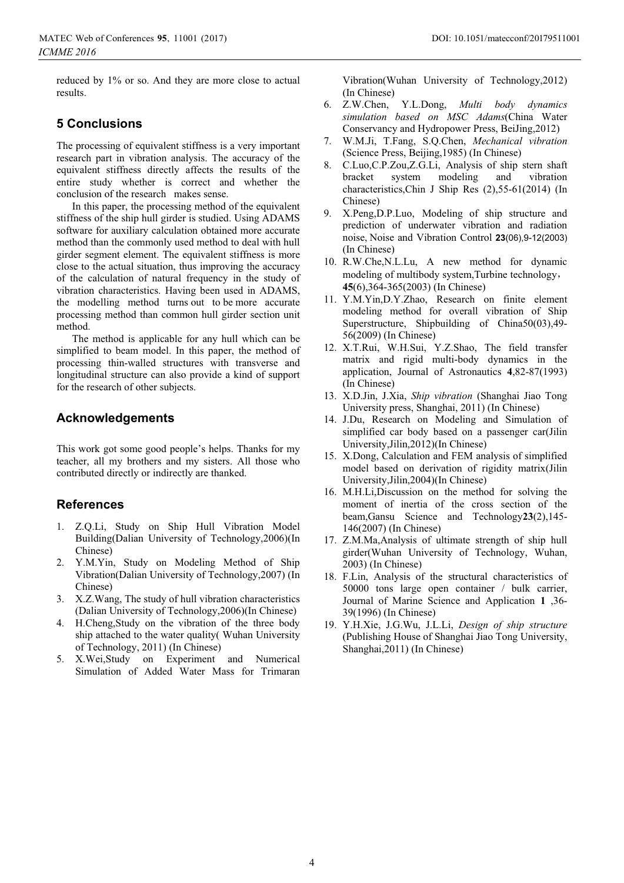reduced by 1% or so. And they are more close to actual results.

## 5 Conclusions

The processing of equivalent stiffness is a very important research part in vibration analysis. The accuracy of the equivalent stiffness directly affects the results of the entire study whether is correct and whether the conclusion of the research makes sense.

In this paper, the processing method of the equivalent stiffness of the ship hull girder is studied. Using ADAMS software for auxiliary calculation obtained more accurate method than the commonly used method to deal with hull girder segment element. The equivalent stiffness is more close to the actual situation, thus improving the accuracy of the calculation of natural frequency in the study of vibration characteristics. Having been used in ADAMS, the modelling method turns out to be more accurate processing method than common hull girder section unit method.

The method is applicable for any hull which can be simplified to beam model. In this paper, the method of processing thin-walled structures with transverse and longitudinal structure can also provide a kind of support for the research of other subjects.

## Acknowledgements

This work got some good people's helps. Thanks for my teacher, all my brothers and my sisters. All those who contributed directly or indirectly are thanked.

## References

1. Z.Q.Li, Study on Ship Hull Vibration Model Building(Dalian University of Technology,2006)(In Chinese)
2. Y.M.Yin, Study on Modeling Method of Ship Vibration(Dalian University of Technology,2007) (In Chinese)
3. X.Z.Wang, The study of hull vibration characteristics (Dalian University of Technology,2006)(In Chinese)
4. H.Cheng,Study on the vibration of the three body ship attached to the water quality( Wuhan University of Technology, 2011) (In Chinese)
5. X.Wei,Study on Experiment and Numerical Simulation of Added Water Mass for Trimaran Vibration(Wuhan University of Technology,2012) (In Chinese)
6. Z.W.Chen, Y.L.Dong, *Multi body dynamics simulation based on MSC Adams*(China Water Conservancy and Hydropower Press, BeiJing,2012)
7. W.M.Ji, T.Fang, S.Q.Chen, *Mechanical vibration* (Science Press, Beijing,1985) (In Chinese)
8. C.Luo,C.P.Zou,Z.G.Li, Analysis of ship stern shaft bracket system modeling and vibration characteristics,Chin J Ship Res (2),55-61(2014) (In Chinese)
9. X.Peng,D.P.Luo, Modeling of ship structure and prediction of underwater vibration and radiation noise, Noise and Vibration Control **23**(06),9-12(2003) (In Chinese)
10. R.W.Che,N.L.Lu, A new method for dynamic modeling of multibody system,Turbine technology, **45**(6),364-365(2003) (In Chinese)
11. Y.M.Yin,D.Y.Zhao, Research on finite element modeling method for overall vibration of Ship Superstructure, Shipbuilding of China50(03),49-56(2009) (In Chinese)
12. X.T.Rui, W.H.Sui, Y.Z.Shao, The field transfer matrix and rigid multi-body dynamics in the application, Journal of Astronautics **4**,82-87(1993) (In Chinese)
13. X.D.Jin, J.Xia, *Ship vibration* (Shanghai Jiao Tong University press, Shanghai, 2011) (In Chinese)
14. J.Du, Research on Modeling and Simulation of simplified car body based on a passenger car(Jilin University,Jilin,2012)(In Chinese)
15. X.Dong, Calculation and FEM analysis of simplified model based on derivation of rigidity matrix(Jilin University,Jilin,2004)(In Chinese)
16. M.H.Li,Discussion on the method for solving the moment of inertia of the cross section of the beam,Gansu Science and Technology**23**(2),145-146(2007) (In Chinese)
17. Z.M.Ma,Analysis of ultimate strength of ship hull girder(Wuhan University of Technology, Wuhan, 2003) (In Chinese)
18. F.Lin, Analysis of the structural characteristics of 50000 tons large open container / bulk carrier, Journal of Marine Science and Application **1** ,36-39(1996) (In Chinese)
19. Y.H.Xie, J.G.Wu, J.L.Li, *Design of ship structure* (Publishing House of Shanghai Jiao Tong University, Shanghai,2011) (In Chinese)